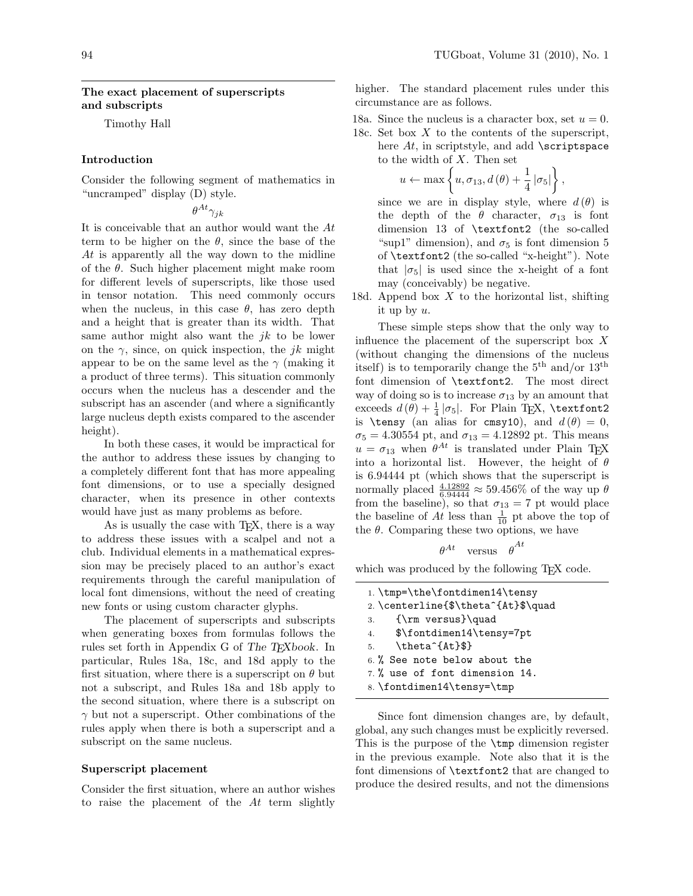## The exact placement of superscripts and subscripts

Timothy Hall

### Introduction

Consider the following segment of mathematics in "uncramped" display (D) style.

$$\theta^{At}\gamma_{jk}$$

It is conceivable that an author would want the $At$ term to be higher on the $\theta$, since the base of the $At$ is apparently all the way down to the midline of the $\theta$. Such higher placement might make room for different levels of superscripts, like those used in tensor notation. This need commonly occurs when the nucleus, in this case $\theta$, has zero depth and a height that is greater than its width. That same author might also want the $jk$ to be lower on the $\gamma$, since, on quick inspection, the $jk$ might appear to be on the same level as the $\gamma$ (making it a product of three terms). This situation commonly occurs when the nucleus has a descender and the subscript has an ascender (and where a significantly large nucleus depth exists compared to the ascender height).

In both these cases, it would be impractical for the author to address these issues by changing to a completely different font that has more appealing font dimensions, or to use a specially designed character, when its presence in other contexts would have just as many problems as before.

As is usually the case with TEX, there is a way to address these issues with a scalpel and not a club. Individual elements in a mathematical expression may be precisely placed to an author's exact requirements through the careful manipulation of local font dimensions, without the need of creating new fonts or using custom character glyphs.

The placement of superscripts and subscripts when generating boxes from formulas follows the rules set forth in Appendix G of *The TEXbook*. In particular, Rules 18a, 18c, and 18d apply to the first situation, where there is a superscript on $\theta$ but not a subscript, and Rules 18a and 18b apply to the second situation, where there is a subscript on $\gamma$ but not a superscript. Other combinations of the rules apply when there is both a superscript and a subscript on the same nucleus.

### Superscript placement

Consider the first situation, where an author wishes to raise the placement of the $At$ term slightly higher. The standard placement rules under this circumstance are as follows.

18a. Since the nucleus is a character box, set $u = 0$.

18c. Set box $X$ to the contents of the superscript, here $At$, in scriptstyle, and add `\scriptspace` to the width of $X$. Then set

$$u \leftarrow \max\left\{u, \sigma_{13}, d(\theta) + \frac{1}{4}|\sigma_5|\right\},$$

since we are in display style, where $d(\theta)$ is the depth of the $\theta$ character, $\sigma_{13}$ is font dimension 13 of `\textfont2` (the so-called "sup1" dimension), and $\sigma_5$ is font dimension 5 of `\textfont2` (the so-called "x-height"). Note that $|\sigma_5|$ is used since the x-height of a font may (conceivably) be negative.

18d. Append box $X$ to the horizontal list, shifting it up by $u$.

These simple steps show that the only way to influence the placement of the superscript box $X$ (without changing the dimensions of the nucleus itself) is to temporarily change the 5th and/or 13th font dimension of `\textfont2`. The most direct way of doing so is to increase $\sigma_{13}$ by an amount that exceeds $d(\theta) + \frac{1}{4}|\sigma_5|$. For Plain TEX, `\textfont2` is `\tensy` (an alias for `cmsy10`), and $d(\theta) = 0$, $\sigma_5 = 4.30554$ pt, and $\sigma_{13} = 4.12892$ pt. This means $u = \sigma_{13}$ when $\theta^{At}$ is translated under Plain TEX into a horizontal list. However, the height of $\theta$ is 6.94444 pt (which shows that the superscript is normally placed $\frac{4.12892}{6.94444} \approx 59.456\%$ of the way up $\theta$ from the baseline), so that $\sigma_{13} = 7$ pt would place the baseline of $At$ less than $\frac{1}{10}$ pt above the top of the $\theta$. Comparing these two options, we have

$$\theta^{At} \quad \text{versus} \quad \theta^{At}$$

which was produced by the following TEX code.

```
1. \tmp=\the\fontdimen14\tensy
2. \centerline{$\theta^{At}$\quad
3.    {\rm versus}\quad
4.    $\fontdimen14\tensy=7pt
5.    \theta^{At}$}
6. % See note below about the
7. % use of font dimension 14.
8. \fontdimen14\tensy=\tmp
```

Since font dimension changes are, by default, global, any such changes must be explicitly reversed. This is the purpose of the `\tmp` dimension register in the previous example. Note also that it is the font dimensions of `\textfont2` that are changed to produce the desired results, and not the dimensions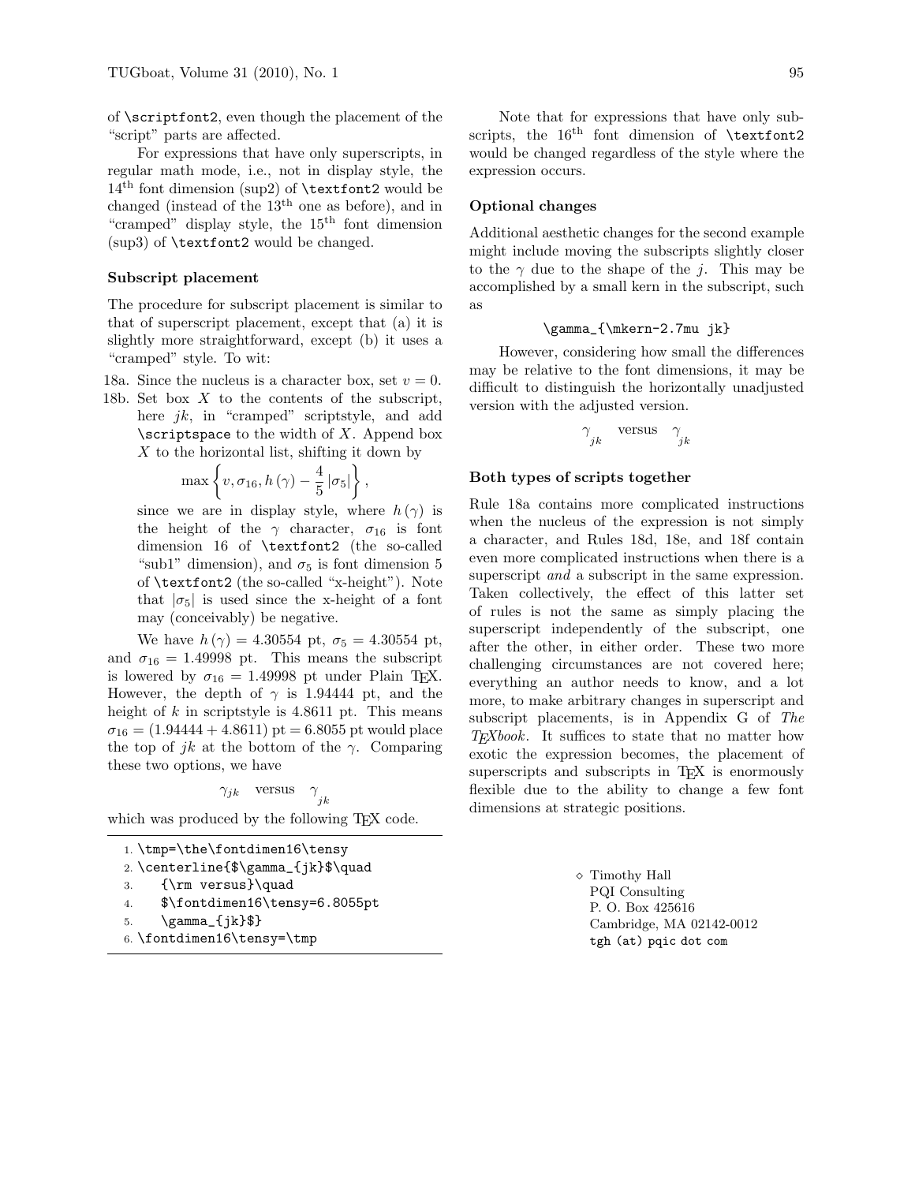of `\scriptfont2`, even though the placement of the "script" parts are affected.

For expressions that have only superscripts, in regular math mode, i.e., not in display style, the 14th font dimension (sup2) of `\textfont2` would be changed (instead of the 13th one as before), and in "cramped" display style, the 15th font dimension (sup3) of `\textfont2` would be changed.

### Subscript placement

The procedure for subscript placement is similar to that of superscript placement, except that (a) it is slightly more straightforward, except (b) it uses a "cramped" style. To wit:

18a. Since the nucleus is a character box, set $v = 0$.

18b. Set box $X$ to the contents of the subscript, here $jk$, in "cramped" scriptstyle, and add `\scriptspace` to the width of $X$. Append box $X$ to the horizontal list, shifting it down by

$$\max\left\{v, \sigma_{16}, h\left(\gamma\right) - \frac{4}{5}\left|\sigma_5\right|\right\},$$

since we are in display style, where $h(\gamma)$ is the height of the $\gamma$ character, $\sigma_{16}$ is font dimension 16 of `\textfont2` (the so-called "sub1" dimension), and $\sigma_5$ is font dimension 5 of `\textfont2` (the so-called "x-height"). Note that $|\sigma_5|$ is used since the x-height of a font may (conceivably) be negative.

We have $h(\gamma) = 4.30554$ pt, $\sigma_5 = 4.30554$ pt, and $\sigma_{16} = 1.49998$ pt. This means the subscript is lowered by $\sigma_{16} = 1.49998$ pt under Plain TeX. However, the depth of $\gamma$ is 1.94444 pt, and the height of $k$ in scriptstyle is 4.8611 pt. This means $\sigma_{16} = (1.94444 + 4.8611)\,\text{pt} = 6.8055\,\text{pt}$ would place the top of $jk$ at the bottom of the $\gamma$. Comparing these two options, we have

$$\gamma_{jk} \quad \text{versus} \quad \gamma_{\,jk}$$

which was produced by the following TeX code.

```
1. \tmp=\the\fontdimen16\tensy
2. \centerline{$\gamma_{jk}$\quad
3.    {\rm versus}\quad
4.    $\fontdimen16\tensy=6.8055pt
5.    \gamma_{jk}$}
6. \fontdimen16\tensy=\tmp
```

Note that for expressions that have only subscripts, the 16th font dimension of `\textfont2` would be changed regardless of the style where the expression occurs.

### Optional changes

Additional aesthetic changes for the second example might include moving the subscripts slightly closer to the $\gamma$ due to the shape of the $j$. This may be accomplished by a small kern in the subscript, such as

```
\gamma_{\mkern-2.7mu jk}
```

However, considering how small the differences may be relative to the font dimensions, it may be difficult to distinguish the horizontally unadjusted version with the adjusted version.

$$\gamma_{\,jk} \quad \text{versus} \quad \gamma_{jk}$$

### Both types of scripts together

Rule 18a contains more complicated instructions when the nucleus of the expression is not simply a character, and Rules 18d, 18e, and 18f contain even more complicated instructions when there is a superscript *and* a subscript in the same expression. Taken collectively, the effect of this latter set of rules is not the same as simply placing the superscript independently of the subscript, one after the other, in either order. These two more challenging circumstances are not covered here; everything an author needs to know, and a lot more, to make arbitrary changes in superscript and subscript placements, is in Appendix G of *The TeXbook*. It suffices to state that no matter how exotic the expression becomes, the placement of superscripts and subscripts in TeX is enormously flexible due to the ability to change a few font dimensions at strategic positions.

◇ Timothy Hall
PQI Consulting
P. O. Box 425616
Cambridge, MA 02142-0012
tgh (at) pqic dot com